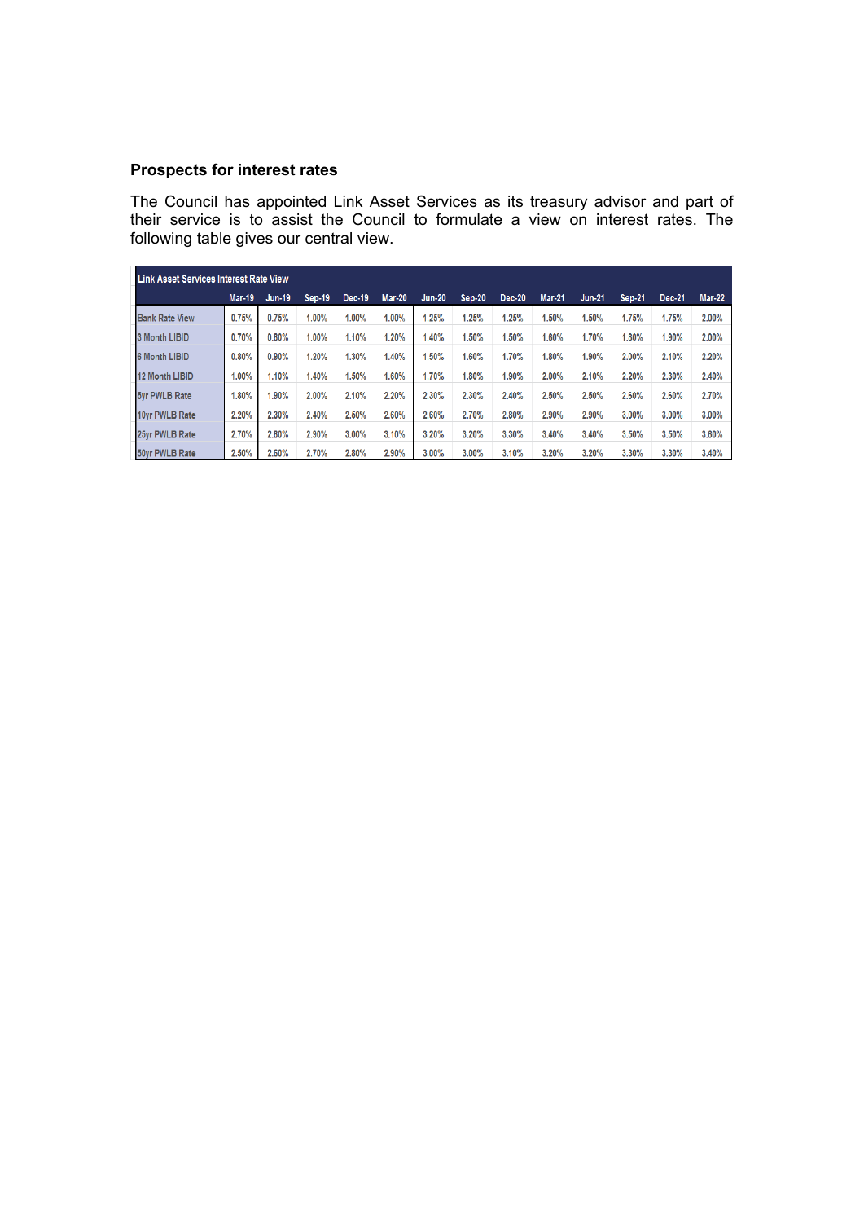### Prospects for interest rates

The Council has appointed Link Asset Services as its treasury advisor and part of their service is to assist the Council to formulate a view on interest rates. The following table gives our central view.

| Link Asset Services Interest Rate View | Mar-19 | Jun-19 | Sep-19 | Dec-19 | Mar-20 | Jun-20 | Sep-20 | Dec-20 | Mar-21 | Jun-21 | Sep-21 | Dec-21 | Mar-22 |
|---|---|---|---|---|---|---|---|---|---|---|---|---|---|
| Bank Rate View | 0.75% | 0.75% | 1.00% | 1.00% | 1.00% | 1.25% | 1.25% | 1.25% | 1.50% | 1.50% | 1.75% | 1.75% | 2.00% |
| 3 Month LIBID | 0.70% | 0.80% | 1.00% | 1.10% | 1.20% | 1.40% | 1.50% | 1.50% | 1.60% | 1.70% | 1.80% | 1.90% | 2.00% |
| 6 Month LIBID | 0.80% | 0.90% | 1.20% | 1.30% | 1.40% | 1.50% | 1.60% | 1.70% | 1.80% | 1.90% | 2.00% | 2.10% | 2.20% |
| 12 Month LIBID | 1.00% | 1.10% | 1.40% | 1.50% | 1.60% | 1.70% | 1.80% | 1.90% | 2.00% | 2.10% | 2.20% | 2.30% | 2.40% |
| 5yr PWLB Rate | 1.80% | 1.90% | 2.00% | 2.10% | 2.20% | 2.30% | 2.30% | 2.40% | 2.50% | 2.50% | 2.60% | 2.60% | 2.70% |
| 10yr PWLB Rate | 2.20% | 2.30% | 2.40% | 2.50% | 2.60% | 2.60% | 2.70% | 2.80% | 2.90% | 2.90% | 3.00% | 3.00% | 3.00% |
| 25yr PWLB Rate | 2.70% | 2.80% | 2.90% | 3.00% | 3.10% | 3.20% | 3.20% | 3.30% | 3.40% | 3.40% | 3.50% | 3.50% | 3.60% |
| 50yr PWLB Rate | 2.50% | 2.60% | 2.70% | 2.80% | 2.90% | 3.00% | 3.00% | 3.10% | 3.20% | 3.20% | 3.30% | 3.30% | 3.40% |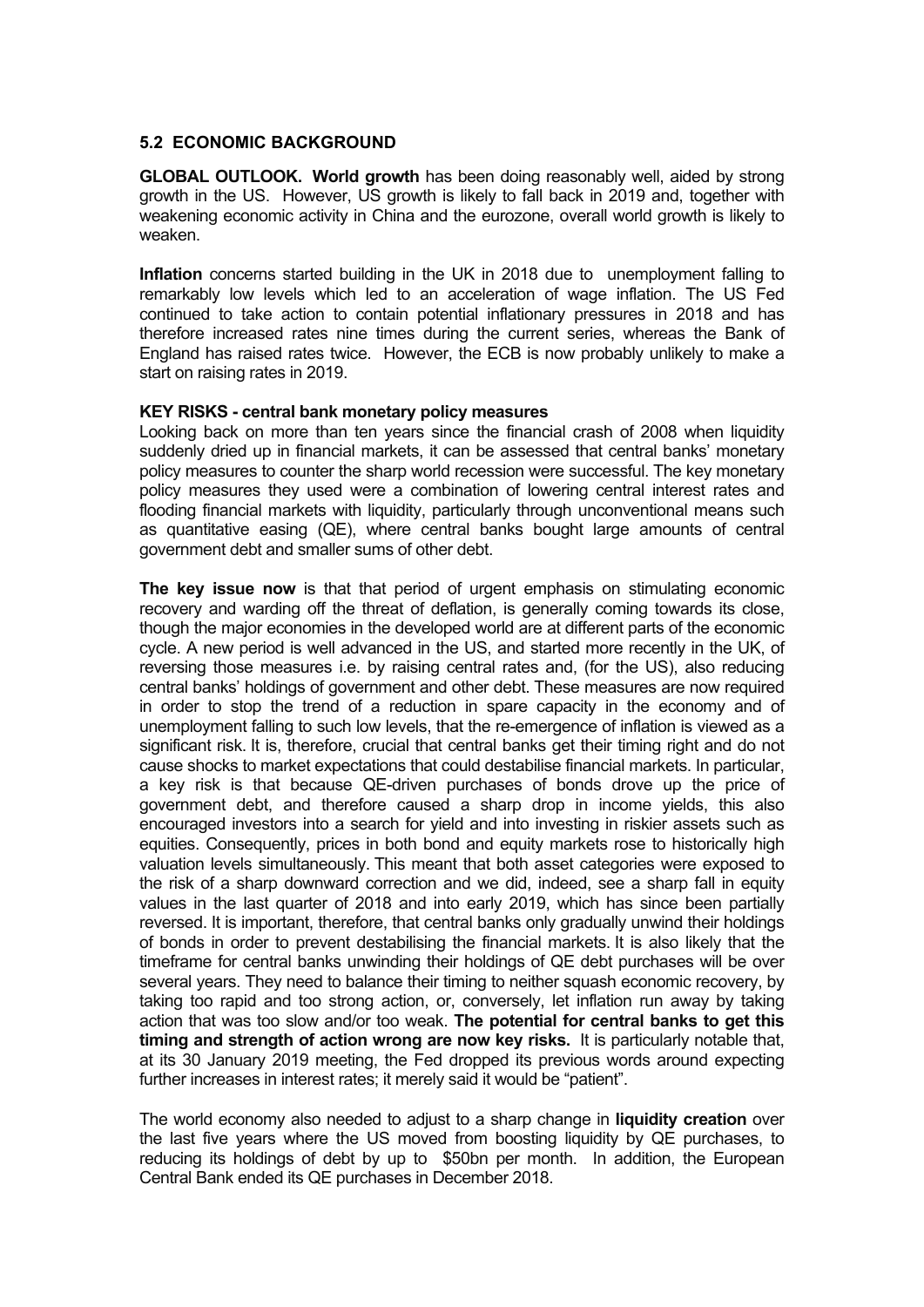## 5.2 ECONOMIC BACKGROUND

**GLOBAL OUTLOOK. World growth** has been doing reasonably well, aided by strong growth in the US. However, US growth is likely to fall back in 2019 and, together with weakening economic activity in China and the eurozone, overall world growth is likely to weaken.

**Inflation** concerns started building in the UK in 2018 due to unemployment falling to remarkably low levels which led to an acceleration of wage inflation. The US Fed continued to take action to contain potential inflationary pressures in 2018 and has therefore increased rates nine times during the current series, whereas the Bank of England has raised rates twice. However, the ECB is now probably unlikely to make a start on raising rates in 2019.

**KEY RISKS - central bank monetary policy measures**

Looking back on more than ten years since the financial crash of 2008 when liquidity suddenly dried up in financial markets, it can be assessed that central banks' monetary policy measures to counter the sharp world recession were successful. The key monetary policy measures they used were a combination of lowering central interest rates and flooding financial markets with liquidity, particularly through unconventional means such as quantitative easing (QE), where central banks bought large amounts of central government debt and smaller sums of other debt.

**The key issue now** is that that period of urgent emphasis on stimulating economic recovery and warding off the threat of deflation, is generally coming towards its close, though the major economies in the developed world are at different parts of the economic cycle. A new period is well advanced in the US, and started more recently in the UK, of reversing those measures i.e. by raising central rates and, (for the US), also reducing central banks' holdings of government and other debt. These measures are now required in order to stop the trend of a reduction in spare capacity in the economy and of unemployment falling to such low levels, that the re-emergence of inflation is viewed as a significant risk. It is, therefore, crucial that central banks get their timing right and do not cause shocks to market expectations that could destabilise financial markets. In particular, a key risk is that because QE-driven purchases of bonds drove up the price of government debt, and therefore caused a sharp drop in income yields, this also encouraged investors into a search for yield and into investing in riskier assets such as equities. Consequently, prices in both bond and equity markets rose to historically high valuation levels simultaneously. This meant that both asset categories were exposed to the risk of a sharp downward correction and we did, indeed, see a sharp fall in equity values in the last quarter of 2018 and into early 2019, which has since been partially reversed. It is important, therefore, that central banks only gradually unwind their holdings of bonds in order to prevent destabilising the financial markets. It is also likely that the timeframe for central banks unwinding their holdings of QE debt purchases will be over several years. They need to balance their timing to neither squash economic recovery, by taking too rapid and too strong action, or, conversely, let inflation run away by taking action that was too slow and/or too weak. **The potential for central banks to get this timing and strength of action wrong are now key risks.** It is particularly notable that, at its 30 January 2019 meeting, the Fed dropped its previous words around expecting further increases in interest rates; it merely said it would be "patient".

The world economy also needed to adjust to a sharp change in **liquidity creation** over the last five years where the US moved from boosting liquidity by QE purchases, to reducing its holdings of debt by up to $50bn per month. In addition, the European Central Bank ended its QE purchases in December 2018.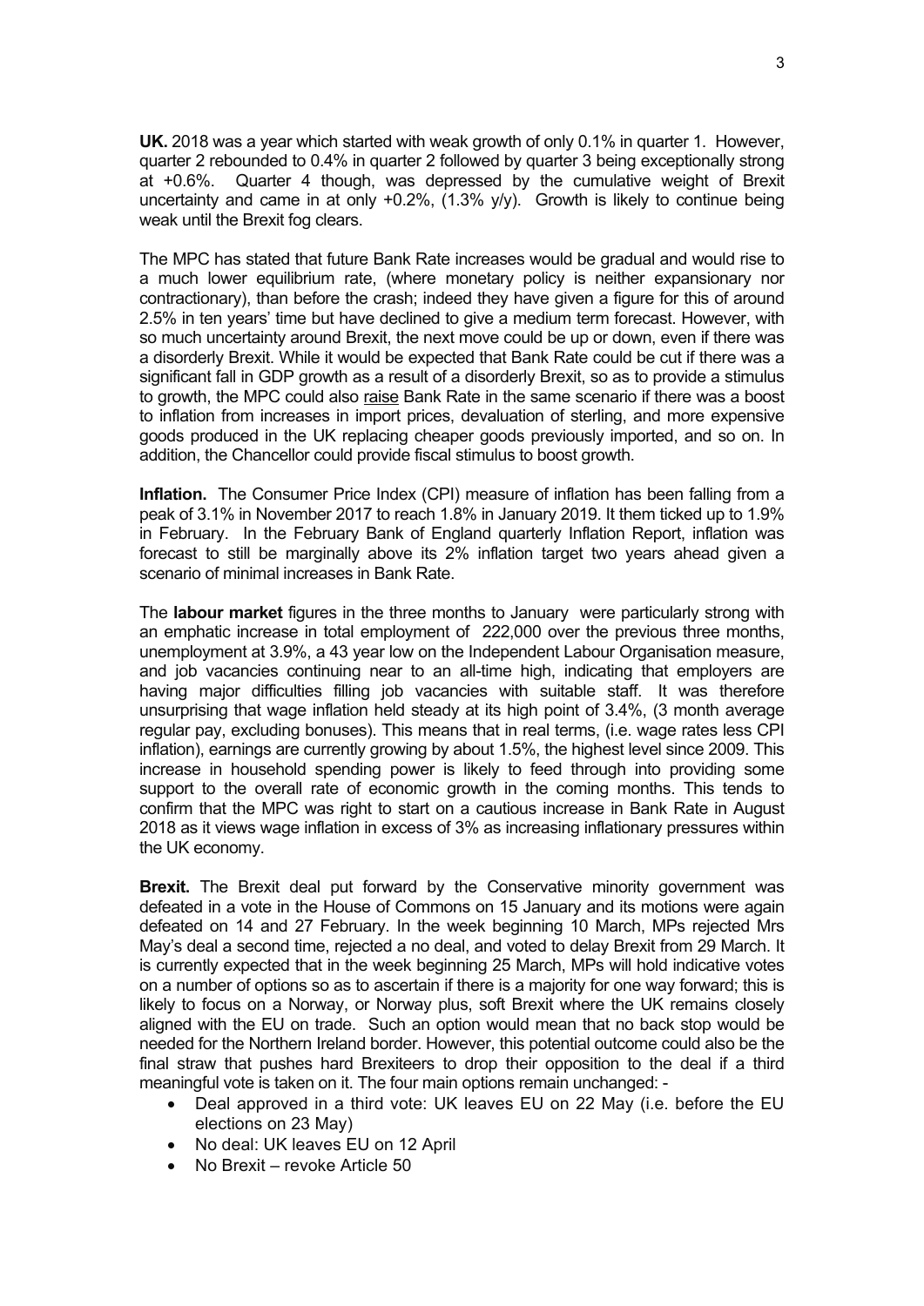**UK.** 2018 was a year which started with weak growth of only 0.1% in quarter 1. However, quarter 2 rebounded to 0.4% in quarter 2 followed by quarter 3 being exceptionally strong at +0.6%. Quarter 4 though, was depressed by the cumulative weight of Brexit uncertainty and came in at only +0.2%, (1.3% y/y). Growth is likely to continue being weak until the Brexit fog clears.

The MPC has stated that future Bank Rate increases would be gradual and would rise to a much lower equilibrium rate, (where monetary policy is neither expansionary nor contractionary), than before the crash; indeed they have given a figure for this of around 2.5% in ten years' time but have declined to give a medium term forecast. However, with so much uncertainty around Brexit, the next move could be up or down, even if there was a disorderly Brexit. While it would be expected that Bank Rate could be cut if there was a significant fall in GDP growth as a result of a disorderly Brexit, so as to provide a stimulus to growth, the MPC could also raise Bank Rate in the same scenario if there was a boost to inflation from increases in import prices, devaluation of sterling, and more expensive goods produced in the UK replacing cheaper goods previously imported, and so on. In addition, the Chancellor could provide fiscal stimulus to boost growth.

**Inflation.** The Consumer Price Index (CPI) measure of inflation has been falling from a peak of 3.1% in November 2017 to reach 1.8% in January 2019. It them ticked up to 1.9% in February. In the February Bank of England quarterly Inflation Report, inflation was forecast to still be marginally above its 2% inflation target two years ahead given a scenario of minimal increases in Bank Rate.

The **labour market** figures in the three months to January were particularly strong with an emphatic increase in total employment of 222,000 over the previous three months, unemployment at 3.9%, a 43 year low on the Independent Labour Organisation measure, and job vacancies continuing near to an all-time high, indicating that employers are having major difficulties filling job vacancies with suitable staff. It was therefore unsurprising that wage inflation held steady at its high point of 3.4%, (3 month average regular pay, excluding bonuses). This means that in real terms, (i.e. wage rates less CPI inflation), earnings are currently growing by about 1.5%, the highest level since 2009. This increase in household spending power is likely to feed through into providing some support to the overall rate of economic growth in the coming months. This tends to confirm that the MPC was right to start on a cautious increase in Bank Rate in August 2018 as it views wage inflation in excess of 3% as increasing inflationary pressures within the UK economy.

**Brexit.** The Brexit deal put forward by the Conservative minority government was defeated in a vote in the House of Commons on 15 January and its motions were again defeated on 14 and 27 February. In the week beginning 10 March, MPs rejected Mrs May's deal a second time, rejected a no deal, and voted to delay Brexit from 29 March. It is currently expected that in the week beginning 25 March, MPs will hold indicative votes on a number of options so as to ascertain if there is a majority for one way forward; this is likely to focus on a Norway, or Norway plus, soft Brexit where the UK remains closely aligned with the EU on trade. Such an option would mean that no back stop would be needed for the Northern Ireland border. However, this potential outcome could also be the final straw that pushes hard Brexiteers to drop their opposition to the deal if a third meaningful vote is taken on it. The four main options remain unchanged: -

- Deal approved in a third vote: UK leaves EU on 22 May (i.e. before the EU elections on 23 May)
- No deal: UK leaves EU on 12 April
- No Brexit – revoke Article 50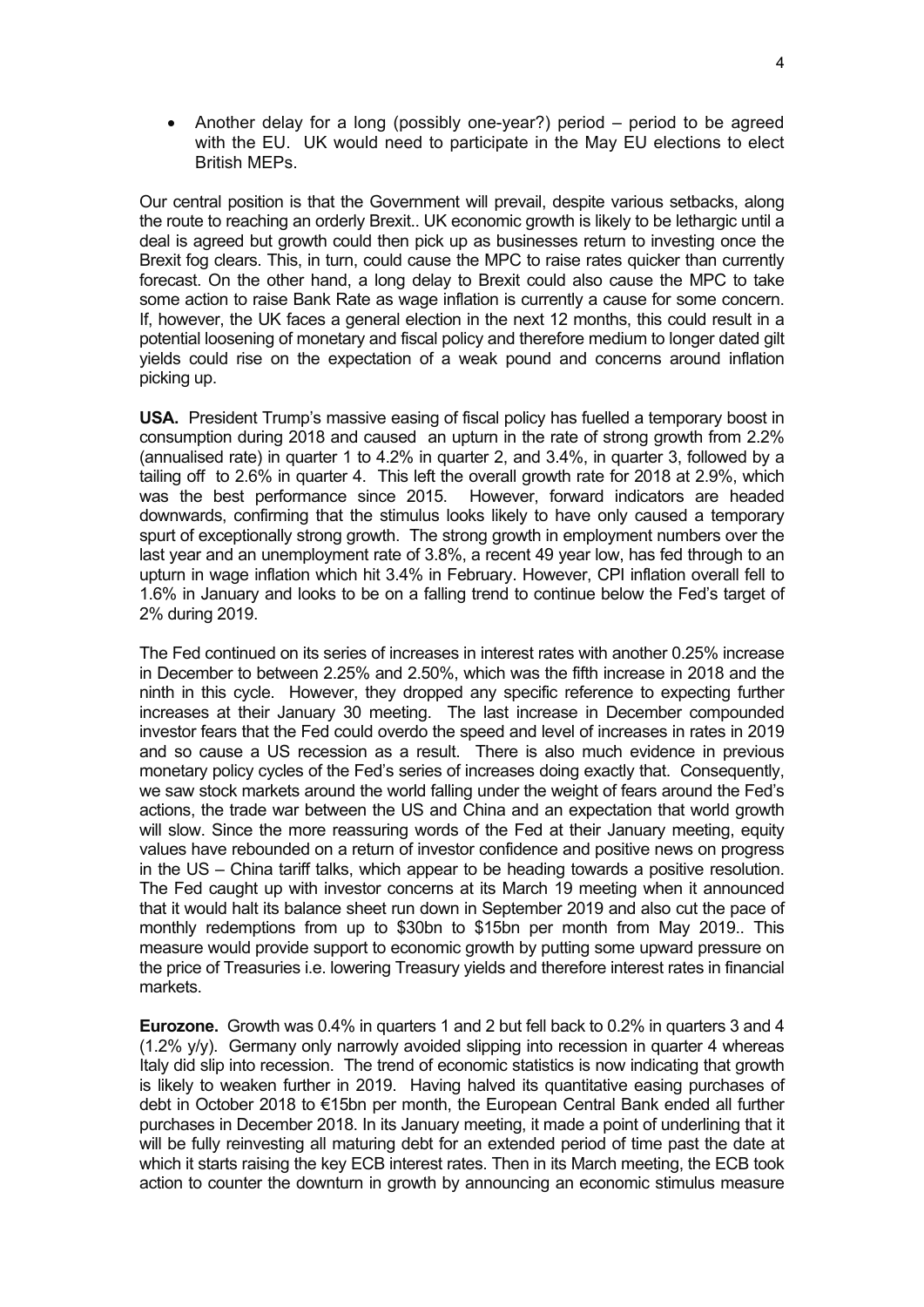- Another delay for a long (possibly one-year?) period – period to be agreed with the EU. UK would need to participate in the May EU elections to elect British MEPs.

Our central position is that the Government will prevail, despite various setbacks, along the route to reaching an orderly Brexit.. UK economic growth is likely to be lethargic until a deal is agreed but growth could then pick up as businesses return to investing once the Brexit fog clears. This, in turn, could cause the MPC to raise rates quicker than currently forecast. On the other hand, a long delay to Brexit could also cause the MPC to take some action to raise Bank Rate as wage inflation is currently a cause for some concern. If, however, the UK faces a general election in the next 12 months, this could result in a potential loosening of monetary and fiscal policy and therefore medium to longer dated gilt yields could rise on the expectation of a weak pound and concerns around inflation picking up.

**USA.** President Trump's massive easing of fiscal policy has fuelled a temporary boost in consumption during 2018 and caused an upturn in the rate of strong growth from 2.2% (annualised rate) in quarter 1 to 4.2% in quarter 2, and 3.4%, in quarter 3, followed by a tailing off to 2.6% in quarter 4. This left the overall growth rate for 2018 at 2.9%, which was the best performance since 2015. However, forward indicators are headed downwards, confirming that the stimulus looks likely to have only caused a temporary spurt of exceptionally strong growth. The strong growth in employment numbers over the last year and an unemployment rate of 3.8%, a recent 49 year low, has fed through to an upturn in wage inflation which hit 3.4% in February. However, CPI inflation overall fell to 1.6% in January and looks to be on a falling trend to continue below the Fed's target of 2% during 2019.

The Fed continued on its series of increases in interest rates with another 0.25% increase in December to between 2.25% and 2.50%, which was the fifth increase in 2018 and the ninth in this cycle. However, they dropped any specific reference to expecting further increases at their January 30 meeting. The last increase in December compounded investor fears that the Fed could overdo the speed and level of increases in rates in 2019 and so cause a US recession as a result. There is also much evidence in previous monetary policy cycles of the Fed's series of increases doing exactly that. Consequently, we saw stock markets around the world falling under the weight of fears around the Fed's actions, the trade war between the US and China and an expectation that world growth will slow. Since the more reassuring words of the Fed at their January meeting, equity values have rebounded on a return of investor confidence and positive news on progress in the US – China tariff talks, which appear to be heading towards a positive resolution. The Fed caught up with investor concerns at its March 19 meeting when it announced that it would halt its balance sheet run down in September 2019 and also cut the pace of monthly redemptions from up to \$30bn to \$15bn per month from May 2019.. This measure would provide support to economic growth by putting some upward pressure on the price of Treasuries i.e. lowering Treasury yields and therefore interest rates in financial markets.

**Eurozone.** Growth was 0.4% in quarters 1 and 2 but fell back to 0.2% in quarters 3 and 4 (1.2% y/y). Germany only narrowly avoided slipping into recession in quarter 4 whereas Italy did slip into recession. The trend of economic statistics is now indicating that growth is likely to weaken further in 2019. Having halved its quantitative easing purchases of debt in October 2018 to €15bn per month, the European Central Bank ended all further purchases in December 2018. In its January meeting, it made a point of underlining that it will be fully reinvesting all maturing debt for an extended period of time past the date at which it starts raising the key ECB interest rates. Then in its March meeting, the ECB took action to counter the downturn in growth by announcing an economic stimulus measure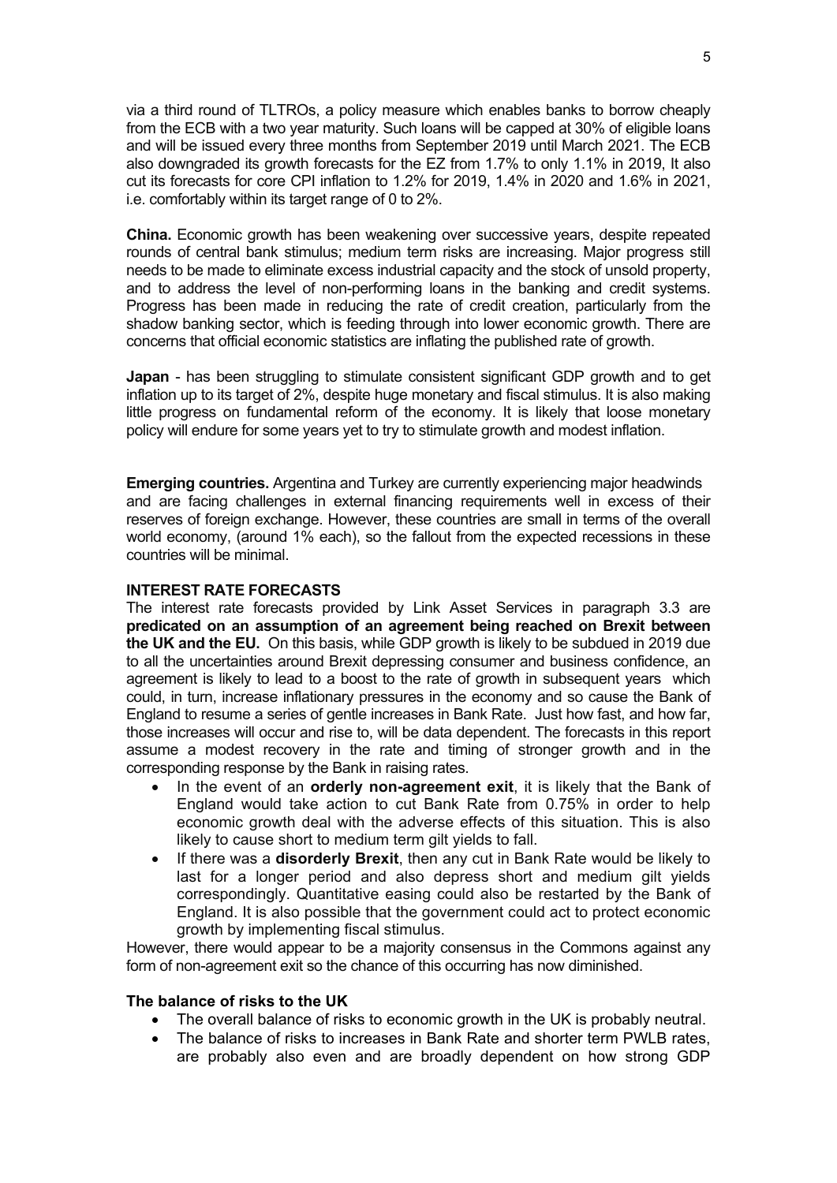via a third round of TLTROs, a policy measure which enables banks to borrow cheaply from the ECB with a two year maturity. Such loans will be capped at 30% of eligible loans and will be issued every three months from September 2019 until March 2021. The ECB also downgraded its growth forecasts for the EZ from 1.7% to only 1.1% in 2019, It also cut its forecasts for core CPI inflation to 1.2% for 2019, 1.4% in 2020 and 1.6% in 2021, i.e. comfortably within its target range of 0 to 2%.

**China.** Economic growth has been weakening over successive years, despite repeated rounds of central bank stimulus; medium term risks are increasing. Major progress still needs to be made to eliminate excess industrial capacity and the stock of unsold property, and to address the level of non-performing loans in the banking and credit systems. Progress has been made in reducing the rate of credit creation, particularly from the shadow banking sector, which is feeding through into lower economic growth. There are concerns that official economic statistics are inflating the published rate of growth.

**Japan** - has been struggling to stimulate consistent significant GDP growth and to get inflation up to its target of 2%, despite huge monetary and fiscal stimulus. It is also making little progress on fundamental reform of the economy. It is likely that loose monetary policy will endure for some years yet to try to stimulate growth and modest inflation.

**Emerging countries.** Argentina and Turkey are currently experiencing major headwinds and are facing challenges in external financing requirements well in excess of their reserves of foreign exchange. However, these countries are small in terms of the overall world economy, (around 1% each), so the fallout from the expected recessions in these countries will be minimal.

**INTEREST RATE FORECASTS**

The interest rate forecasts provided by Link Asset Services in paragraph 3.3 are **predicated on an assumption of an agreement being reached on Brexit between the UK and the EU.** On this basis, while GDP growth is likely to be subdued in 2019 due to all the uncertainties around Brexit depressing consumer and business confidence, an agreement is likely to lead to a boost to the rate of growth in subsequent years which could, in turn, increase inflationary pressures in the economy and so cause the Bank of England to resume a series of gentle increases in Bank Rate. Just how fast, and how far, those increases will occur and rise to, will be data dependent. The forecasts in this report assume a modest recovery in the rate and timing of stronger growth and in the corresponding response by the Bank in raising rates.

- In the event of an **orderly non-agreement exit**, it is likely that the Bank of England would take action to cut Bank Rate from 0.75% in order to help economic growth deal with the adverse effects of this situation. This is also likely to cause short to medium term gilt yields to fall.
- If there was a **disorderly Brexit**, then any cut in Bank Rate would be likely to last for a longer period and also depress short and medium gilt yields correspondingly. Quantitative easing could also be restarted by the Bank of England. It is also possible that the government could act to protect economic growth by implementing fiscal stimulus.

However, there would appear to be a majority consensus in the Commons against any form of non-agreement exit so the chance of this occurring has now diminished.

**The balance of risks to the UK**

- The overall balance of risks to economic growth in the UK is probably neutral.
- The balance of risks to increases in Bank Rate and shorter term PWLB rates, are probably also even and are broadly dependent on how strong GDP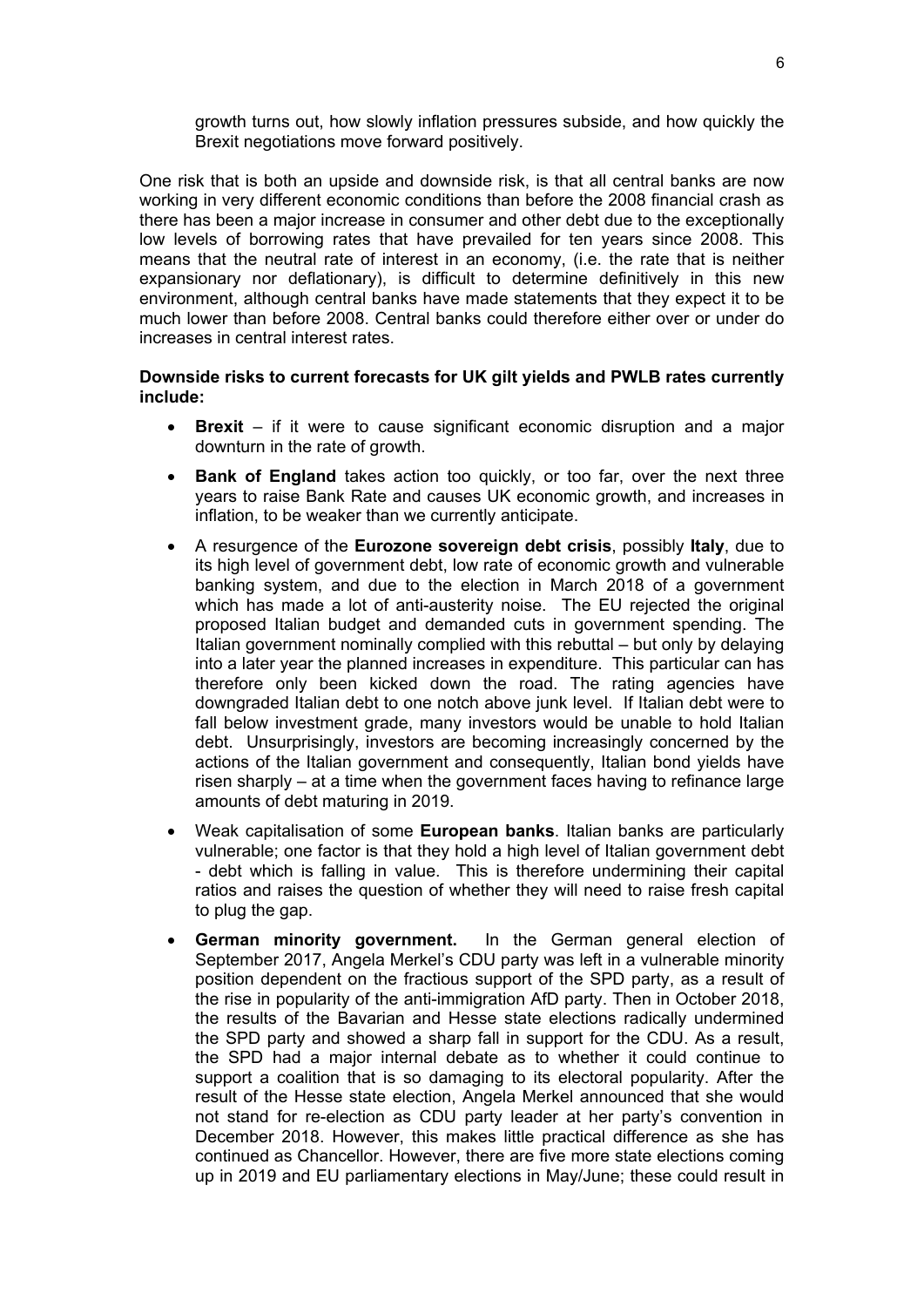growth turns out, how slowly inflation pressures subside, and how quickly the Brexit negotiations move forward positively.

One risk that is both an upside and downside risk, is that all central banks are now working in very different economic conditions than before the 2008 financial crash as there has been a major increase in consumer and other debt due to the exceptionally low levels of borrowing rates that have prevailed for ten years since 2008. This means that the neutral rate of interest in an economy, (i.e. the rate that is neither expansionary nor deflationary), is difficult to determine definitively in this new environment, although central banks have made statements that they expect it to be much lower than before 2008. Central banks could therefore either over or under do increases in central interest rates.

**Downside risks to current forecasts for UK gilt yields and PWLB rates currently include:**

- **Brexit** – if it were to cause significant economic disruption and a major downturn in the rate of growth.
- **Bank of England** takes action too quickly, or too far, over the next three years to raise Bank Rate and causes UK economic growth, and increases in inflation, to be weaker than we currently anticipate.
- A resurgence of the **Eurozone sovereign debt crisis**, possibly **Italy**, due to its high level of government debt, low rate of economic growth and vulnerable banking system, and due to the election in March 2018 of a government which has made a lot of anti-austerity noise. The EU rejected the original proposed Italian budget and demanded cuts in government spending. The Italian government nominally complied with this rebuttal – but only by delaying into a later year the planned increases in expenditure. This particular can has therefore only been kicked down the road. The rating agencies have downgraded Italian debt to one notch above junk level. If Italian debt were to fall below investment grade, many investors would be unable to hold Italian debt. Unsurprisingly, investors are becoming increasingly concerned by the actions of the Italian government and consequently, Italian bond yields have risen sharply – at a time when the government faces having to refinance large amounts of debt maturing in 2019.
- Weak capitalisation of some **European banks**. Italian banks are particularly vulnerable; one factor is that they hold a high level of Italian government debt - debt which is falling in value. This is therefore undermining their capital ratios and raises the question of whether they will need to raise fresh capital to plug the gap.
- **German minority government.** In the German general election of September 2017, Angela Merkel's CDU party was left in a vulnerable minority position dependent on the fractious support of the SPD party, as a result of the rise in popularity of the anti-immigration AfD party. Then in October 2018, the results of the Bavarian and Hesse state elections radically undermined the SPD party and showed a sharp fall in support for the CDU. As a result, the SPD had a major internal debate as to whether it could continue to support a coalition that is so damaging to its electoral popularity. After the result of the Hesse state election, Angela Merkel announced that she would not stand for re-election as CDU party leader at her party's convention in December 2018. However, this makes little practical difference as she has continued as Chancellor. However, there are five more state elections coming up in 2019 and EU parliamentary elections in May/June; these could result in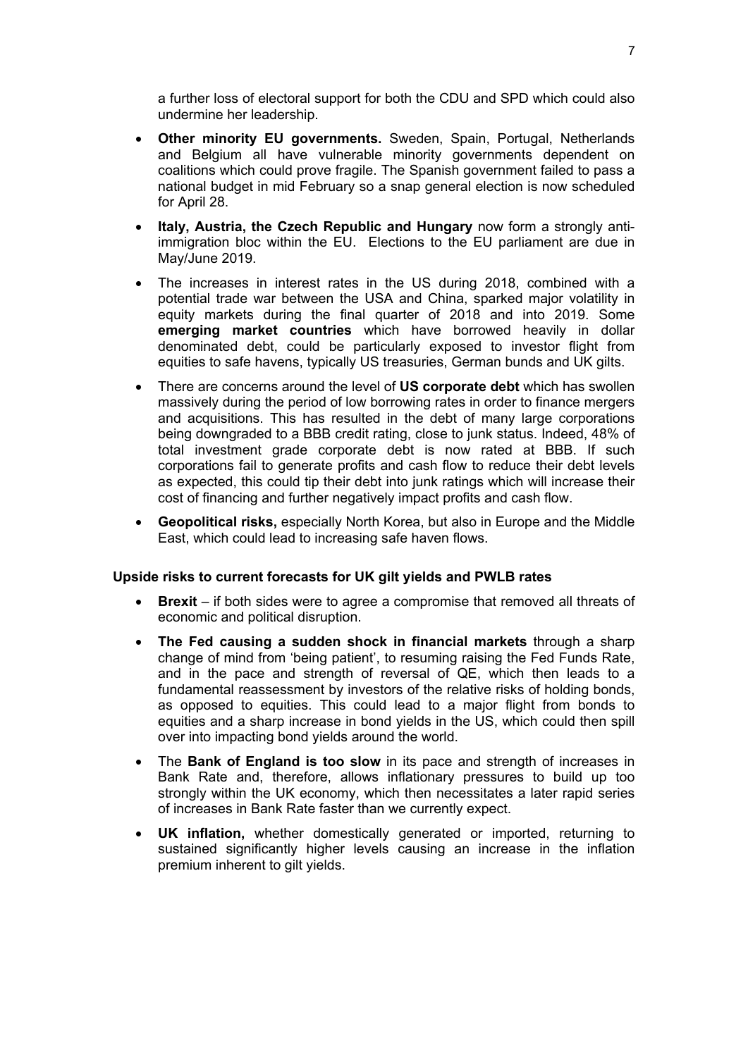a further loss of electoral support for both the CDU and SPD which could also undermine her leadership.

- **Other minority EU governments.** Sweden, Spain, Portugal, Netherlands and Belgium all have vulnerable minority governments dependent on coalitions which could prove fragile. The Spanish government failed to pass a national budget in mid February so a snap general election is now scheduled for April 28.
- **Italy, Austria, the Czech Republic and Hungary** now form a strongly anti-immigration bloc within the EU. Elections to the EU parliament are due in May/June 2019.
- The increases in interest rates in the US during 2018, combined with a potential trade war between the USA and China, sparked major volatility in equity markets during the final quarter of 2018 and into 2019. Some **emerging market countries** which have borrowed heavily in dollar denominated debt, could be particularly exposed to investor flight from equities to safe havens, typically US treasuries, German bunds and UK gilts.
- There are concerns around the level of **US corporate debt** which has swollen massively during the period of low borrowing rates in order to finance mergers and acquisitions. This has resulted in the debt of many large corporations being downgraded to a BBB credit rating, close to junk status. Indeed, 48% of total investment grade corporate debt is now rated at BBB. If such corporations fail to generate profits and cash flow to reduce their debt levels as expected, this could tip their debt into junk ratings which will increase their cost of financing and further negatively impact profits and cash flow.
- **Geopolitical risks,** especially North Korea, but also in Europe and the Middle East, which could lead to increasing safe haven flows.

**Upside risks to current forecasts for UK gilt yields and PWLB rates**

- **Brexit** – if both sides were to agree a compromise that removed all threats of economic and political disruption.
- **The Fed causing a sudden shock in financial markets** through a sharp change of mind from 'being patient', to resuming raising the Fed Funds Rate, and in the pace and strength of reversal of QE, which then leads to a fundamental reassessment by investors of the relative risks of holding bonds, as opposed to equities. This could lead to a major flight from bonds to equities and a sharp increase in bond yields in the US, which could then spill over into impacting bond yields around the world.
- The **Bank of England is too slow** in its pace and strength of increases in Bank Rate and, therefore, allows inflationary pressures to build up too strongly within the UK economy, which then necessitates a later rapid series of increases in Bank Rate faster than we currently expect.
- **UK inflation,** whether domestically generated or imported, returning to sustained significantly higher levels causing an increase in the inflation premium inherent to gilt yields.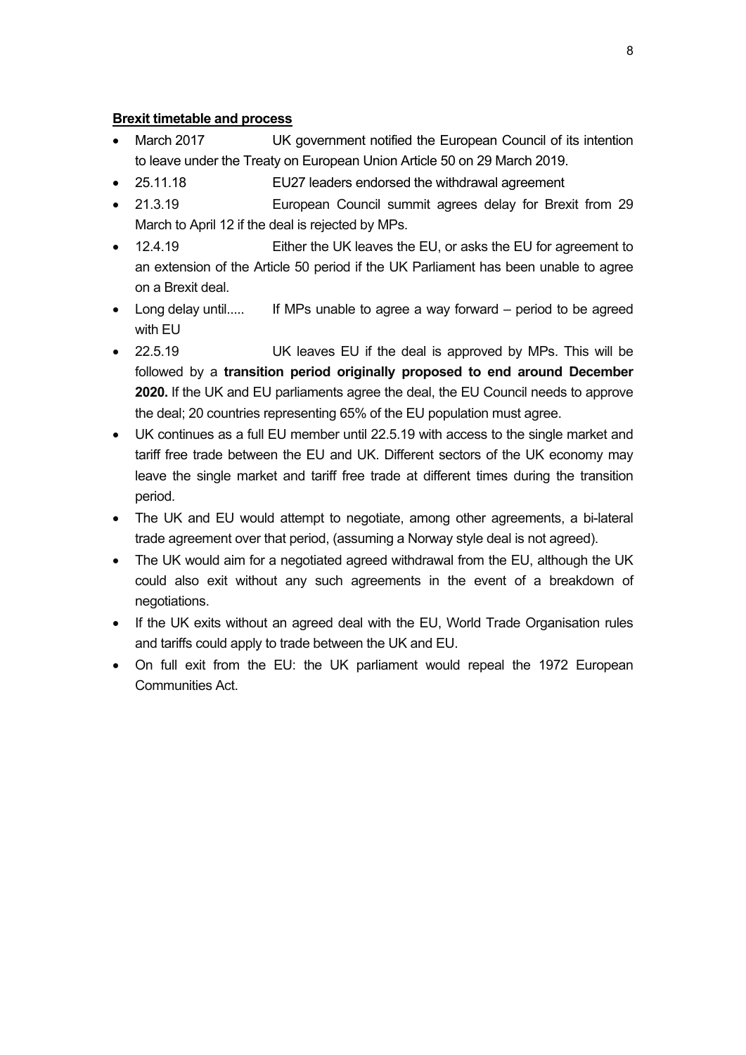**Brexit timetable and process**

- March 2017 UK government notified the European Council of its intention to leave under the Treaty on European Union Article 50 on 29 March 2019.
- 25.11.18 EU27 leaders endorsed the withdrawal agreement
- 21.3.19 European Council summit agrees delay for Brexit from 29 March to April 12 if the deal is rejected by MPs.
- 12.4.19 Either the UK leaves the EU, or asks the EU for agreement to an extension of the Article 50 period if the UK Parliament has been unable to agree on a Brexit deal.
- Long delay until..... If MPs unable to agree a way forward – period to be agreed with EU
- 22.5.19 UK leaves EU if the deal is approved by MPs. This will be followed by a **transition period originally proposed to end around December 2020.** If the UK and EU parliaments agree the deal, the EU Council needs to approve the deal; 20 countries representing 65% of the EU population must agree.
- UK continues as a full EU member until 22.5.19 with access to the single market and tariff free trade between the EU and UK. Different sectors of the UK economy may leave the single market and tariff free trade at different times during the transition period.
- The UK and EU would attempt to negotiate, among other agreements, a bi-lateral trade agreement over that period, (assuming a Norway style deal is not agreed).
- The UK would aim for a negotiated agreed withdrawal from the EU, although the UK could also exit without any such agreements in the event of a breakdown of negotiations.
- If the UK exits without an agreed deal with the EU, World Trade Organisation rules and tariffs could apply to trade between the UK and EU.
- On full exit from the EU: the UK parliament would repeal the 1972 European Communities Act.